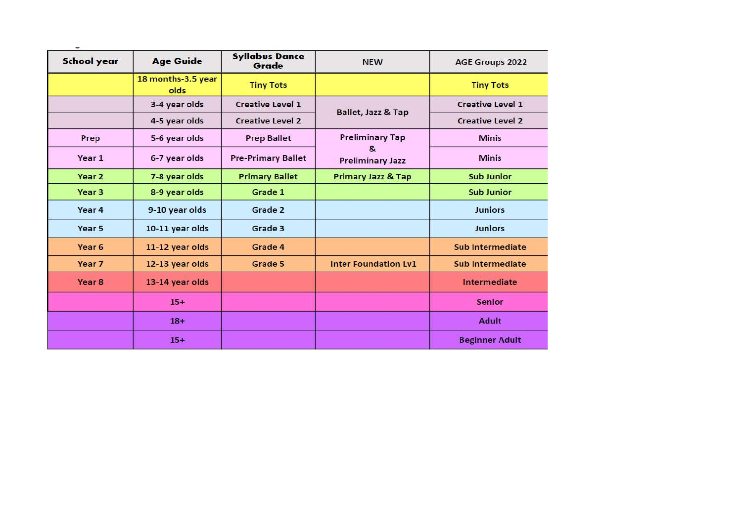| School year | Age Guide | Syllabus Dance Grade | NEW | AGE Groups 2022 |
|---|---|---|---|---|
| | 18 months-3.5 year olds | Tiny Tots | | Tiny Tots |
| | 3-4 year olds | Creative Level 1 | Ballet, Jazz & Tap | Creative Level 1 |
| | 4-5 year olds | Creative Level 2 | | Creative Level 2 |
| Prep | 5-6 year olds | Prep Ballet | Preliminary Tap & Preliminary Jazz | Minis |
| Year 1 | 6-7 year olds | Pre-Primary Ballet | | Minis |
| Year 2 | 7-8 year olds | Primary Ballet | Primary Jazz & Tap | Sub Junior |
| Year 3 | 8-9 year olds | Grade 1 | | Sub Junior |
| Year 4 | 9-10 year olds | Grade 2 | | Juniors |
| Year 5 | 10-11 year olds | Grade 3 | | Juniors |
| Year 6 | 11-12 year olds | Grade 4 | | Sub Intermediate |
| Year 7 | 12-13 year olds | Grade 5 | Inter Foundation Lv1 | Sub Intermediate |
| Year 8 | 13-14 year olds | | | Intermediate |
| | 15+ | | | Senior |
| | 18+ | | | Adult |
| | 15+ | | | Beginner Adult |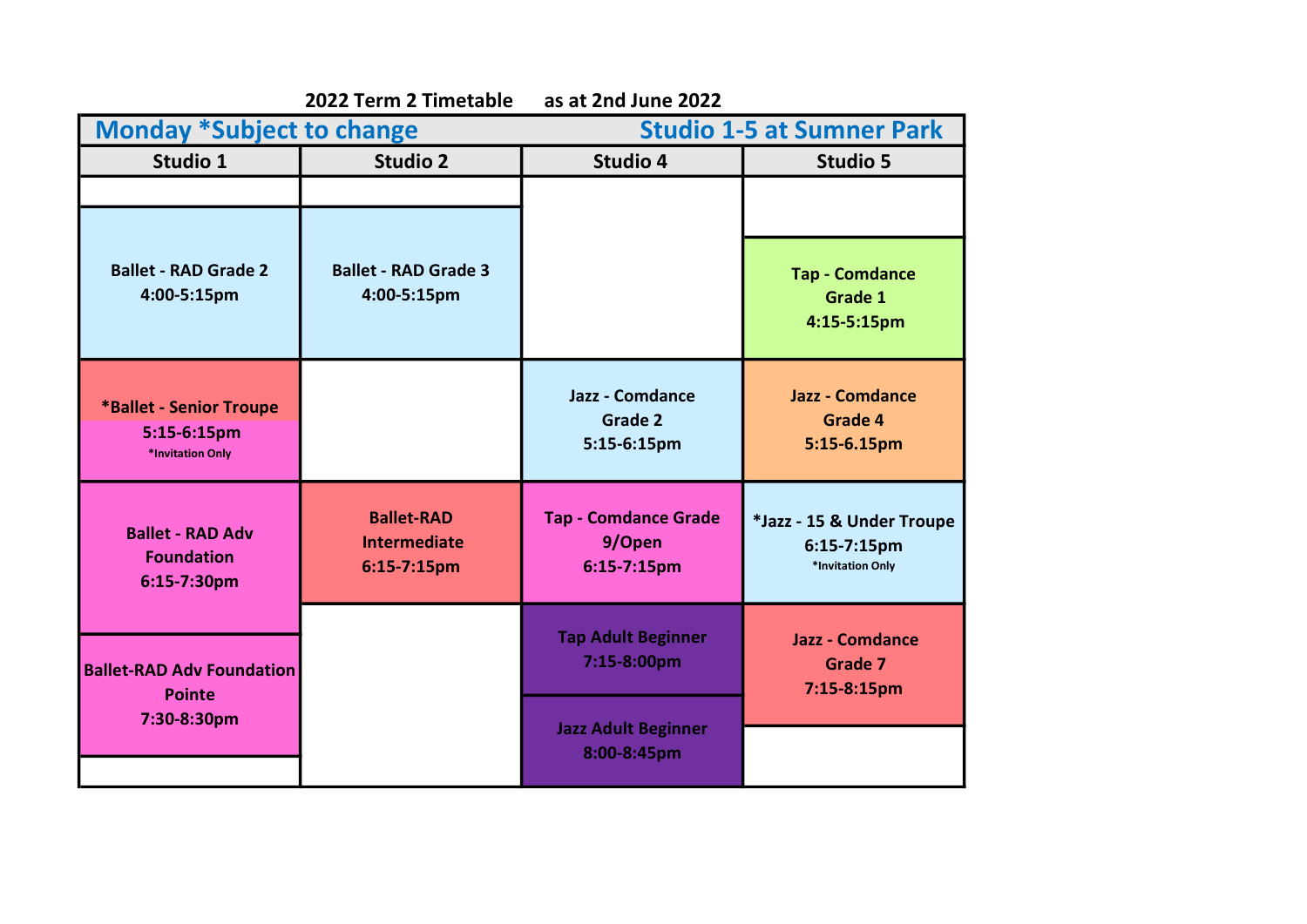2022 Term 2 Timetable as at 2nd June 2022

| Monday *Subject to change | | Studio 1-5 at Sumner Park | |
|---|---|---|---|
| **Studio 1** | **Studio 2** | **Studio 4** | **Studio 5** |
| Ballet - RAD Grade 2 4:00-5:15pm | Ballet - RAD Grade 3 4:00-5:15pm | | Tap - Comdance Grade 1 4:15-5:15pm |
| *Ballet - Senior Troupe 5:15-6:15pm *Invitation Only | | Jazz - Comdance Grade 2 5:15-6:15pm | Jazz - Comdance Grade 4 5:15-6.15pm |
| Ballet - RAD Adv Foundation 6:15-7:30pm | Ballet-RAD Intermediate 6:15-7:15pm | Tap - Comdance Grade 9/Open 6:15-7:15pm | *Jazz - 15 & Under Troupe 6:15-7:15pm *Invitation Only |
| Ballet-RAD Adv Foundation Pointe 7:30-8:30pm | | Tap Adult Beginner 7:15-8:00pm | Jazz - Comdance Grade 7 7:15-8:15pm |
| | | Jazz Adult Beginner 8:00-8:45pm | |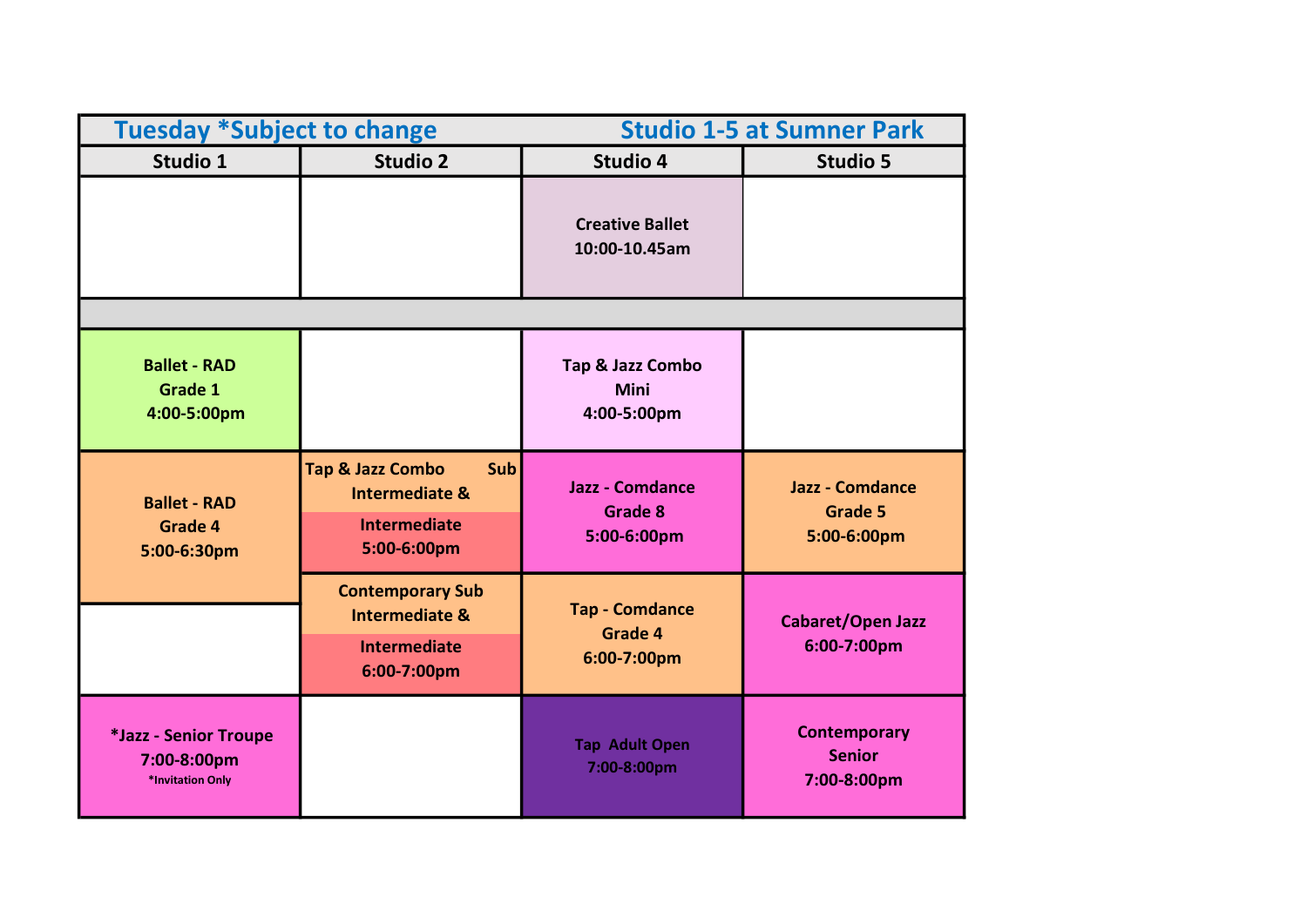| Tuesday *Subject to change | | Studio 1-5 at Sumner Park | |
|---|---|---|---|
| **Studio 1** | **Studio 2** | **Studio 4** | **Studio 5** |
| | | Creative Ballet 10:00-10.45am | |
| | | | |
| Ballet - RAD Grade 1 4:00-5:00pm | | Tap & Jazz Combo Mini 4:00-5:00pm | |
| Ballet - RAD Grade 4 5:00-6:30pm | Tap & Jazz Combo Sub Intermediate & Intermediate 5:00-6:00pm | Jazz - Comdance Grade 8 5:00-6:00pm | Jazz - Comdance Grade 5 5:00-6:00pm |
| | Contemporary Sub Intermediate & Intermediate 6:00-7:00pm | Tap - Comdance Grade 4 6:00-7:00pm | Cabaret/Open Jazz 6:00-7:00pm |
| *Jazz - Senior Troupe 7:00-8:00pm *Invitation Only | | Tap Adult Open 7:00-8:00pm | Contemporary Senior 7:00-8:00pm |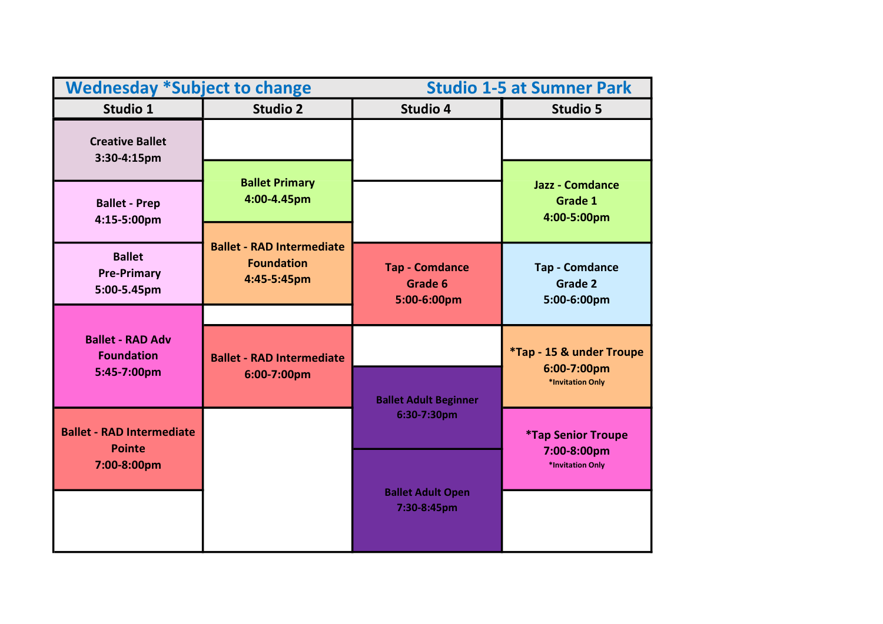| Wednesday *Subject to change | | Studio 1-5 at Sumner Park | |
|---|---|---|---|
| **Studio 1** | **Studio 2** | **Studio 4** | **Studio 5** |
| Creative Ballet 3:30-4:15pm | Ballet Primary 4:00-4.45pm | Tap - Comdance Grade 6 5:00-6:00pm | Jazz - Comdance Grade 1 4:00-5:00pm |
| Ballet - Prep 4:15-5:00pm | Ballet - RAD Intermediate Foundation 4:45-5:45pm | Ballet Adult Beginner 6:30-7:30pm | Tap - Comdance Grade 2 5:00-6:00pm |
| Ballet Pre-Primary 5:00-5.45pm | Ballet - RAD Intermediate 6:00-7:00pm | Ballet Adult Open 7:30-8:45pm | *Tap - 15 & under Troupe 6:00-7:00pm *Invitation Only |
| Ballet - RAD Adv Foundation 5:45-7:00pm | | | *Tap Senior Troupe 7:00-8:00pm *Invitation Only |
| Ballet - RAD Intermediate Pointe 7:00-8:00pm | | | |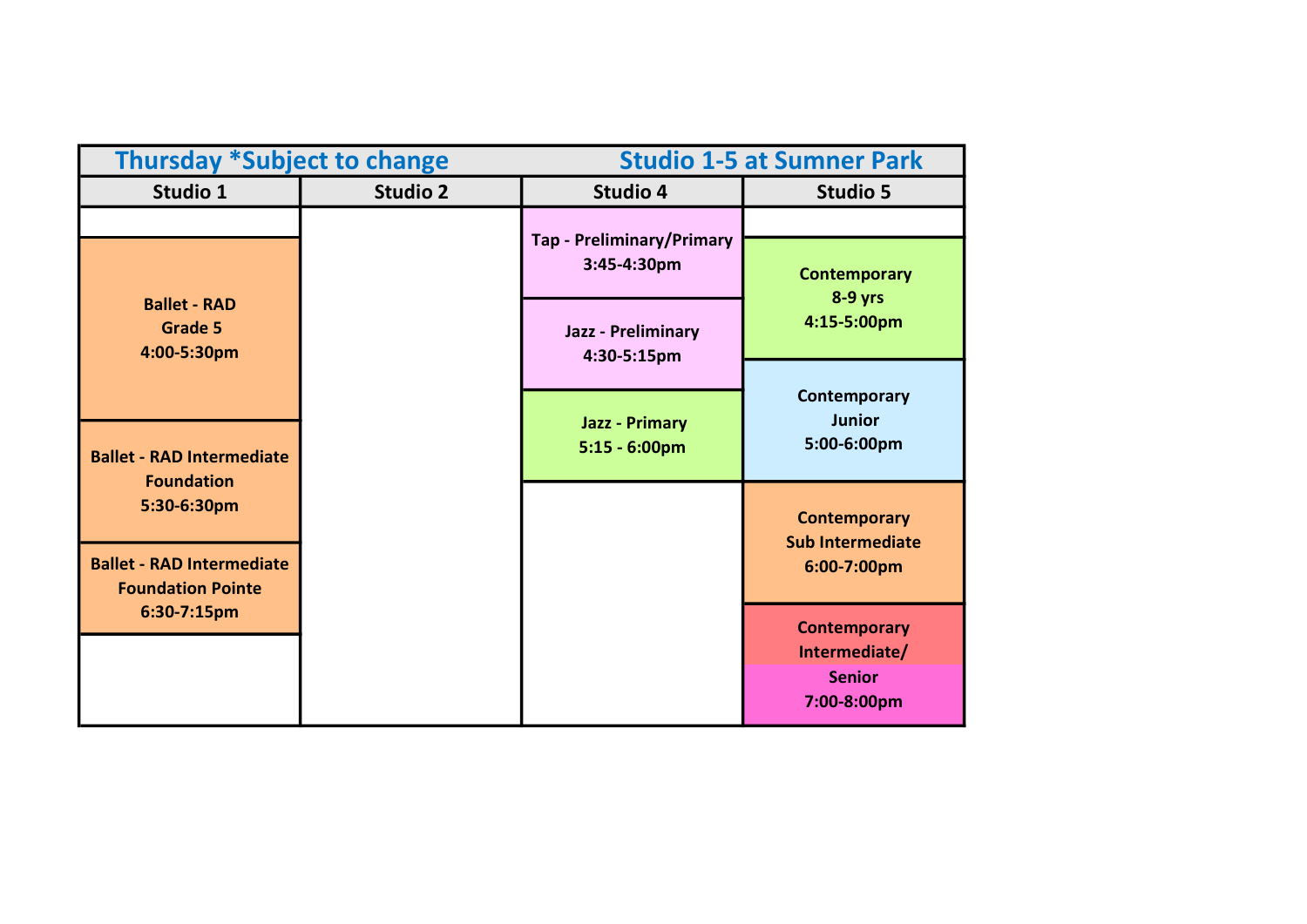## Thursday *Subject to change — Studio 1-5 at Sumner Park

| Studio 1 | Studio 2 | Studio 4 | Studio 5 |
|---|---|---|---|
| | | Tap - Preliminary/Primary 3:45-4:30pm | |
| Ballet - RAD Grade 5 4:00-5:30pm | | Jazz - Preliminary 4:30-5:15pm | Contemporary 8-9 yrs 4:15-5:00pm |
| Ballet - RAD Intermediate Foundation 5:30-6:30pm | | Jazz - Primary 5:15 - 6:00pm | Contemporary Junior 5:00-6:00pm |
| Ballet - RAD Intermediate Foundation Pointe 6:30-7:15pm | | | Contemporary Sub Intermediate 6:00-7:00pm |
| | | | Contemporary Intermediate/ Senior 7:00-8:00pm |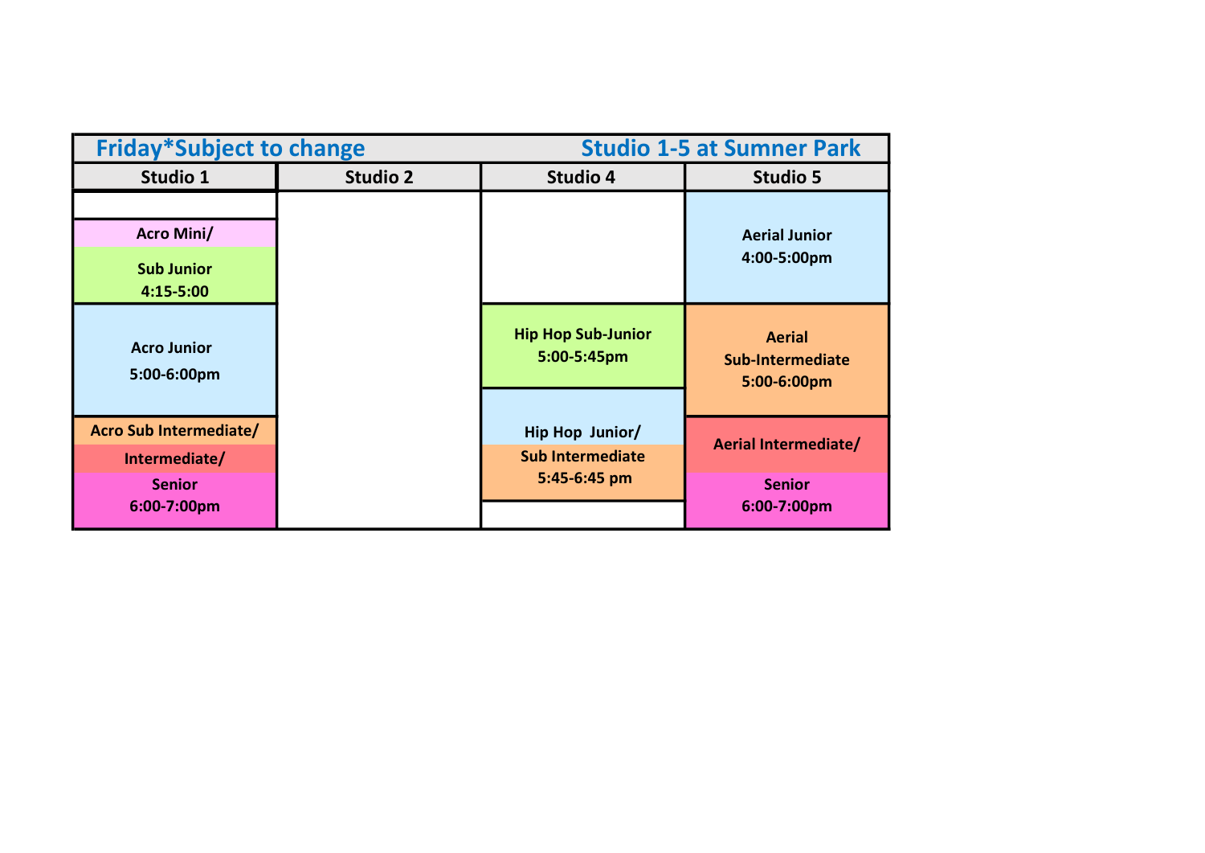| Friday*Subject to change | | | Studio 1-5 at Sumner Park |
| --- | --- | --- | --- |
| **Studio 1** | **Studio 2** | **Studio 4** | **Studio 5** |
| Acro Mini/ Sub Junior 4:15-5:00 | | | Aerial Junior 4:00-5:00pm |
| Acro Junior 5:00-6:00pm | | Hip Hop Sub-Junior 5:00-5:45pm | Aerial Sub-Intermediate 5:00-6:00pm |
| Acro Sub Intermediate/ Intermediate/ Senior 6:00-7:00pm | | Hip Hop Junior/ Sub Intermediate 5:45-6:45 pm | Aerial Intermediate/ Senior 6:00-7:00pm |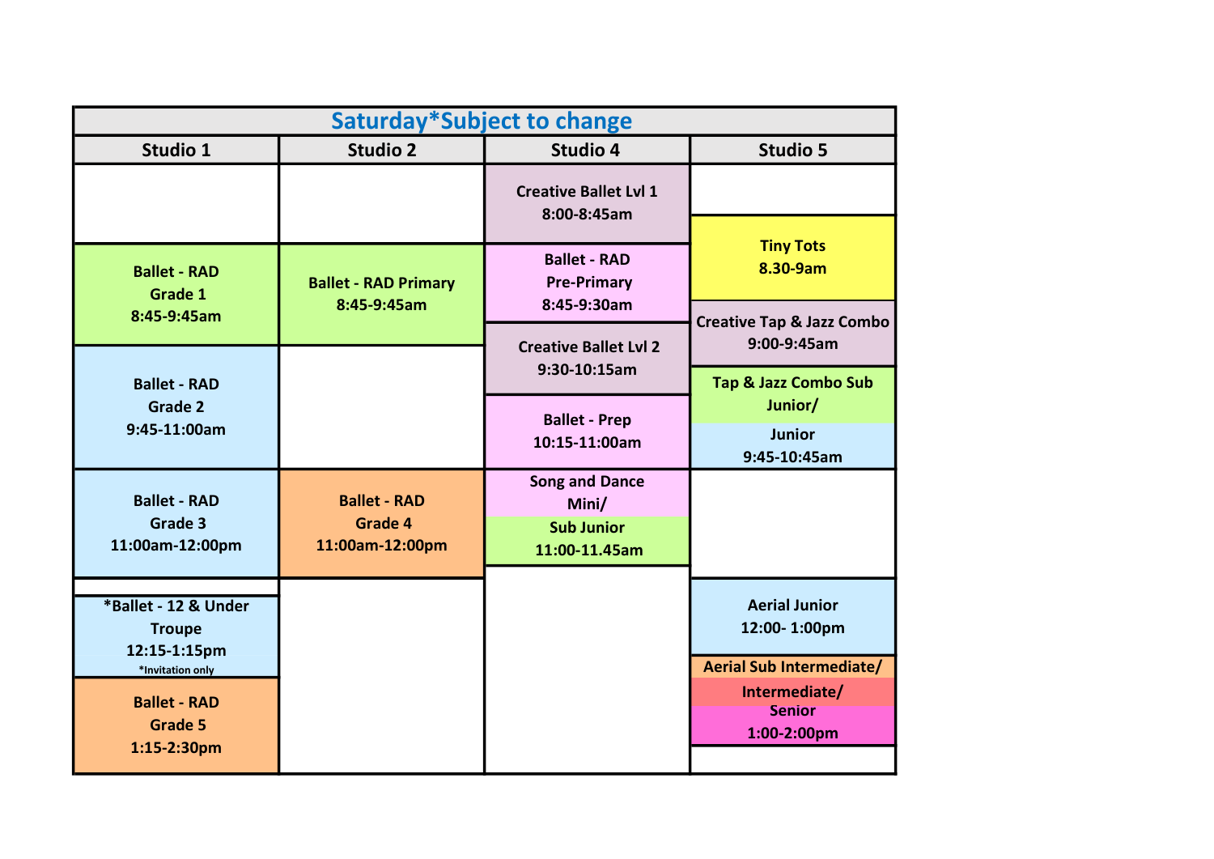| Saturday*Subject to change | | | |
|---|---|---|---|
| **Studio 1** | **Studio 2** | **Studio 4** | **Studio 5** |
| | | **Creative Ballet Lvl 1 8:00-8:45am** | |
| | | | **Tiny Tots 8.30-9am** |
| **Ballet - RAD Grade 1 8:45-9:45am** | **Ballet - RAD Primary 8:45-9:45am** | **Ballet - RAD Pre-Primary 8:45-9:30am** | |
| | | **Creative Ballet Lvl 2 9:30-10:15am** | **Creative Tap & Jazz Combo 9:00-9:45am** |
| **Ballet - RAD Grade 2 9:45-11:00am** | | **Ballet - Prep 10:15-11:00am** | **Tap & Jazz Combo Sub Junior/ Junior 9:45-10:45am** |
| **Ballet - RAD Grade 3 11:00am-12:00pm** | **Ballet - RAD Grade 4 11:00am-12:00pm** | **Song and Dance Mini/ Sub Junior 11:00-11.45am** | |
| **\*Ballet - 12 & Under Troupe 12:15-1:15pm** *Invitation only | | | **Aerial Junior 12:00- 1:00pm** |
| **Ballet - RAD Grade 5 1:15-2:30pm** | | | **Aerial Sub Intermediate/ Intermediate/ Senior 1:00-2:00pm** |